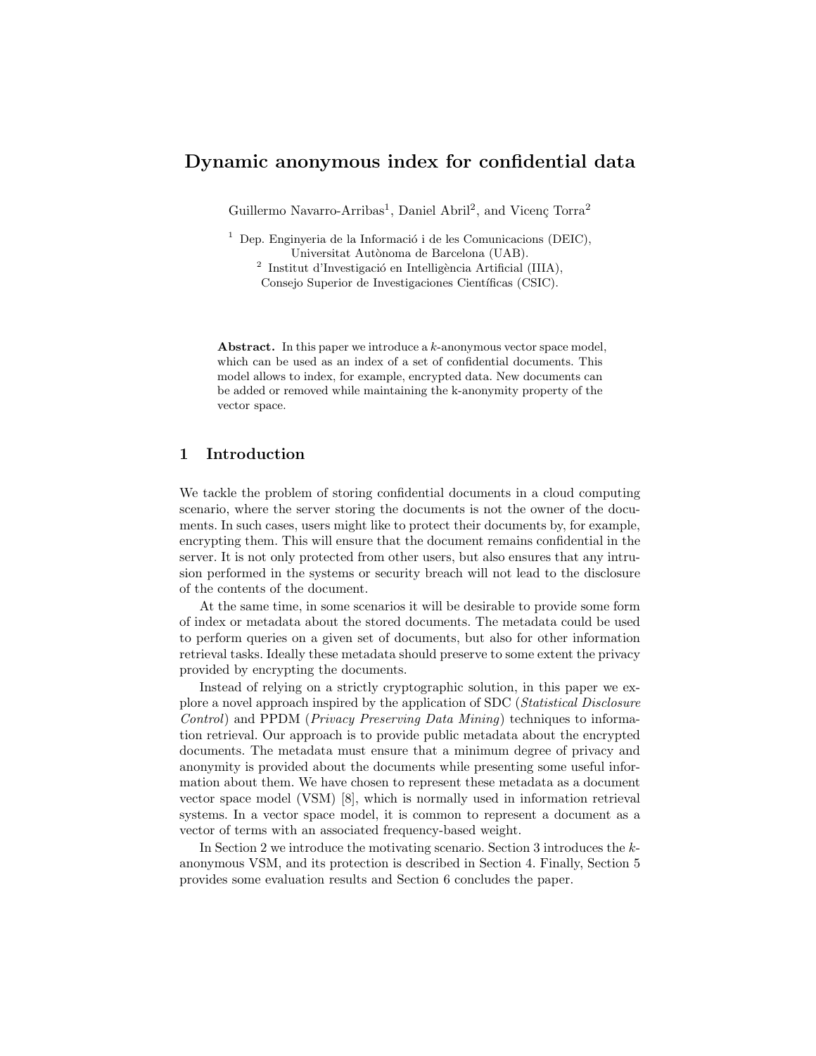# Dynamic anonymous index for confidential data

Guillermo Navarro-Arribas[1], Daniel Abril[2], and Vicenç Torra[2]

[1] Dep. Enginyeria de la Informació i de les Comunicacions (DEIC), Universitat Autònoma de Barcelona (UAB).
[2] Institut d'Investigació en Intelligència Artificial (IIIA), Consejo Superior de Investigaciones Científicas (CSIC).

**Abstract.** In this paper we introduce a $k$-anonymous vector space model, which can be used as an index of a set of confidential documents. This model allows to index, for example, encrypted data. New documents can be added or removed while maintaining the k-anonymity property of the vector space.

## 1 Introduction

We tackle the problem of storing confidential documents in a cloud computing scenario, where the server storing the documents is not the owner of the documents. In such cases, users might like to protect their documents by, for example, encrypting them. This will ensure that the document remains confidential in the server. It is not only protected from other users, but also ensures that any intrusion performed in the systems or security breach will not lead to the disclosure of the contents of the document.

At the same time, in some scenarios it will be desirable to provide some form of index or metadata about the stored documents. The metadata could be used to perform queries on a given set of documents, but also for other information retrieval tasks. Ideally these metadata should preserve to some extent the privacy provided by encrypting the documents.

Instead of relying on a strictly cryptographic solution, in this paper we explore a novel approach inspired by the application of SDC (*Statistical Disclosure Control*) and PPDM (*Privacy Preserving Data Mining*) techniques to information retrieval. Our approach is to provide public metadata about the encrypted documents. The metadata must ensure that a minimum degree of privacy and anonymity is provided about the documents while presenting some useful information about them. We have chosen to represent these metadata as a document vector space model (VSM) [8], which is normally used in information retrieval systems. In a vector space model, it is common to represent a document as a vector of terms with an associated frequency-based weight.

In Section 2 we introduce the motivating scenario. Section 3 introduces the $k$-anonymous VSM, and its protection is described in Section 4. Finally, Section 5 provides some evaluation results and Section 6 concludes the paper.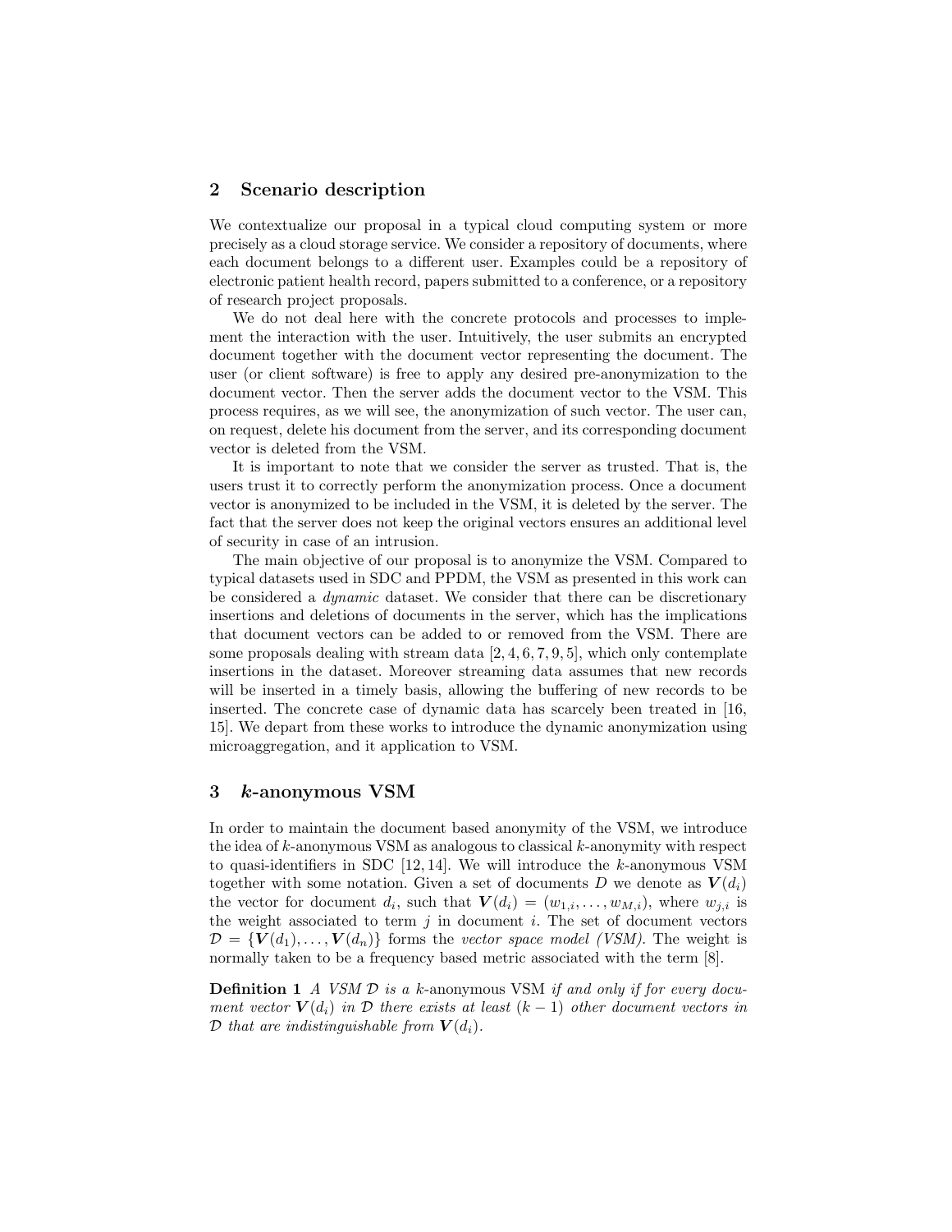## 2 Scenario description

We contextualize our proposal in a typical cloud computing system or more precisely as a cloud storage service. We consider a repository of documents, where each document belongs to a different user. Examples could be a repository of electronic patient health record, papers submitted to a conference, or a repository of research project proposals.

We do not deal here with the concrete protocols and processes to implement the interaction with the user. Intuitively, the user submits an encrypted document together with the document vector representing the document. The user (or client software) is free to apply any desired pre-anonymization to the document vector. Then the server adds the document vector to the VSM. This process requires, as we will see, the anonymization of such vector. The user can, on request, delete his document from the server, and its corresponding document vector is deleted from the VSM.

It is important to note that we consider the server as trusted. That is, the users trust it to correctly perform the anonymization process. Once a document vector is anonymized to be included in the VSM, it is deleted by the server. The fact that the server does not keep the original vectors ensures an additional level of security in case of an intrusion.

The main objective of our proposal is to anonymize the VSM. Compared to typical datasets used in SDC and PPDM, the VSM as presented in this work can be considered a *dynamic* dataset. We consider that there can be discretionary insertions and deletions of documents in the server, which has the implications that document vectors can be added to or removed from the VSM. There are some proposals dealing with stream data [2, 4, 6, 7, 9, 5], which only contemplate insertions in the dataset. Moreover streaming data assumes that new records will be inserted in a timely basis, allowing the buffering of new records to be inserted. The concrete case of dynamic data has scarcely been treated in [16, 15]. We depart from these works to introduce the dynamic anonymization using microaggregation, and it application to VSM.

## 3 $k$-anonymous VSM

In order to maintain the document based anonymity of the VSM, we introduce the idea of $k$-anonymous VSM as analogous to classical $k$-anonymity with respect to quasi-identifiers in SDC [12, 14]. We will introduce the $k$-anonymous VSM together with some notation. Given a set of documents $D$ we denote as $\boldsymbol{V}(d_i)$ the vector for document $d_i$, such that $\boldsymbol{V}(d_i) = (w_{1,i}, \ldots, w_{M,i})$, where $w_{j,i}$ is the weight associated to term $j$ in document $i$. The set of document vectors $\mathcal{D} = \{\boldsymbol{V}(d_1), \ldots, \boldsymbol{V}(d_n)\}$ forms the *vector space model (VSM)*. The weight is normally taken to be a frequency based metric associated with the term [8].

**Definition 1** *A VSM $\mathcal{D}$ is a* $k$-anonymous VSM *if and only if for every document vector $\boldsymbol{V}(d_i)$ in $\mathcal{D}$ there exists at least $(k-1)$ other document vectors in $\mathcal{D}$ that are indistinguishable from $\boldsymbol{V}(d_i)$.*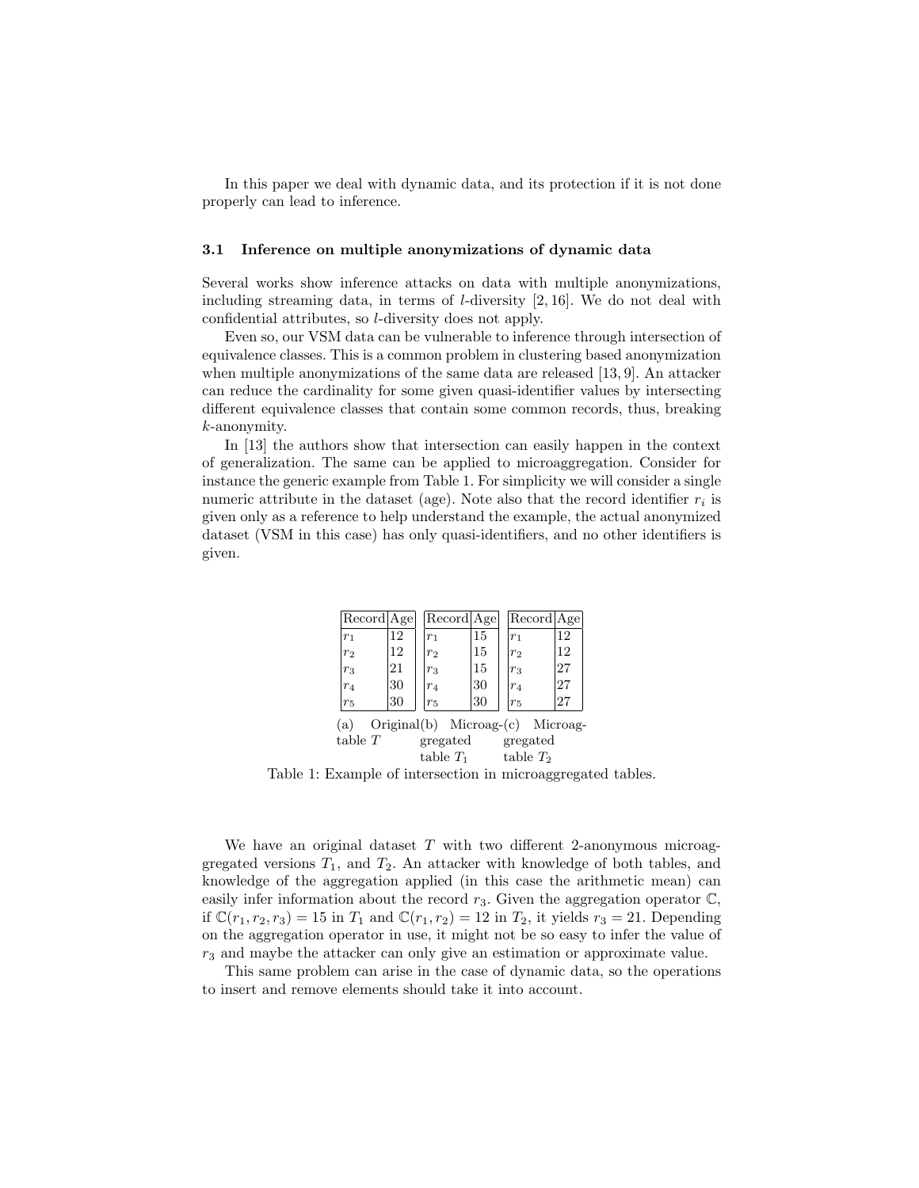In this paper we deal with dynamic data, and its protection if it is not done properly can lead to inference.

### 3.1 Inference on multiple anonymizations of dynamic data

Several works show inference attacks on data with multiple anonymizations, including streaming data, in terms of $l$-diversity [2, 16]. We do not deal with confidential attributes, so $l$-diversity does not apply.

Even so, our VSM data can be vulnerable to inference through intersection of equivalence classes. This is a common problem in clustering based anonymization when multiple anonymizations of the same data are released [13, 9]. An attacker can reduce the cardinality for some given quasi-identifier values by intersecting different equivalence classes that contain some common records, thus, breaking $k$-anonymity.

In [13] the authors show that intersection can easily happen in the context of generalization. The same can be applied to microaggregation. Consider for instance the generic example from Table 1. For simplicity we will consider a single numeric attribute in the dataset (age). Note also that the record identifier $r_i$ is given only as a reference to help understand the example, the actual anonymized dataset (VSM in this case) has only quasi-identifiers, and no other identifiers is given.

(a) Original table $T$

| Record | Age |
|---|---|
| $r_1$ | 12 |
| $r_2$ | 12 |
| $r_3$ | 21 |
| $r_4$ | 30 |
| $r_5$ | 30 |

(b) Microaggregated table $T_1$

| Record | Age |
|---|---|
| $r_1$ | 15 |
| $r_2$ | 15 |
| $r_3$ | 15 |
| $r_4$ | 30 |
| $r_5$ | 30 |

(c) Microaggregated table $T_2$

| Record | Age |
|---|---|
| $r_1$ | 12 |
| $r_2$ | 12 |
| $r_3$ | 27 |
| $r_4$ | 27 |
| $r_5$ | 27 |

Table 1: Example of intersection in microaggregated tables.

We have an original dataset $T$ with two different 2-anonymous microaggregated versions $T_1$, and $T_2$. An attacker with knowledge of both tables, and knowledge of the aggregation applied (in this case the arithmetic mean) can easily infer information about the record $r_3$. Given the aggregation operator $\mathbb{C}$, if $\mathbb{C}(r_1, r_2, r_3) = 15$ in $T_1$ and $\mathbb{C}(r_1, r_2) = 12$ in $T_2$, it yields $r_3 = 21$. Depending on the aggregation operator in use, it might not be so easy to infer the value of $r_3$ and maybe the attacker can only give an estimation or approximate value.

This same problem can arise in the case of dynamic data, so the operations to insert and remove elements should take it into account.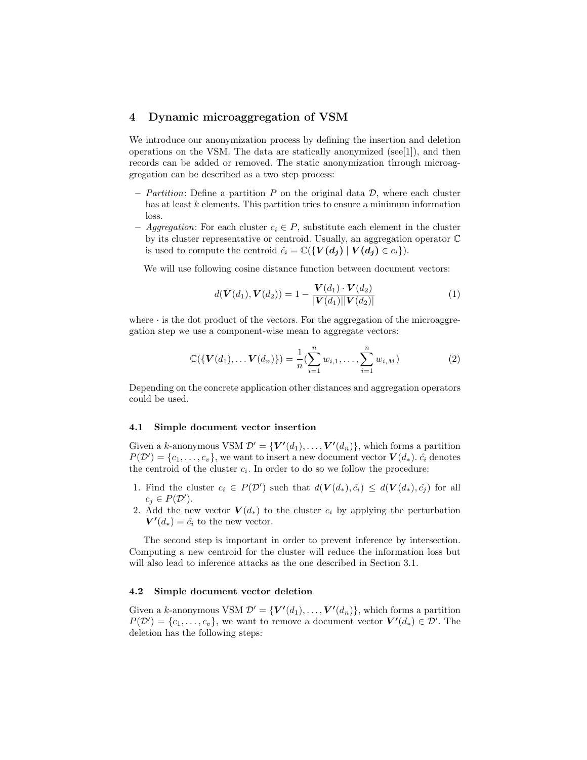## 4 Dynamic microaggregation of VSM

We introduce our anonymization process by defining the insertion and deletion operations on the VSM. The data are statically anonymized (see[1]), and then records can be added or removed. The static anonymization through microaggregation can be described as a two step process:

- *Partition*: Define a partition $P$ on the original data $\mathcal{D}$, where each cluster has at least $k$ elements. This partition tries to ensure a minimum information loss.
- *Aggregation*: For each cluster $c_i \in P$, substitute each element in the cluster by its cluster representative or centroid. Usually, an aggregation operator $\mathbb{C}$ is used to compute the centroid $\hat{c_i} = \mathbb{C}(\{\boldsymbol{V(d_j)} \mid \boldsymbol{V(d_j)} \in c_i\})$.

We will use following cosine distance function between document vectors:

$$d(\boldsymbol{V}(d_1), \boldsymbol{V}(d_2)) = 1 - \frac{\boldsymbol{V}(d_1) \cdot \boldsymbol{V}(d_2)}{|\boldsymbol{V}(d_1)||\boldsymbol{V}(d_2)|} \tag{1}$$

where $\cdot$ is the dot product of the vectors. For the aggregation of the microaggregation step we use a component-wise mean to aggregate vectors:

$$\mathbb{C}(\{\boldsymbol{V}(d_1), \ldots \boldsymbol{V}(d_n)\}) = \frac{1}{n}(\sum_{i=1}^{n} w_{i,1}, \ldots, \sum_{i=1}^{n} w_{i,M}) \tag{2}$$

Depending on the concrete application other distances and aggregation operators could be used.

### 4.1 Simple document vector insertion

Given a $k$-anonymous VSM $\mathcal{D}' = \{\boldsymbol{V'}(d_1), \ldots, \boldsymbol{V'}(d_n)\}$, which forms a partition $P(\mathcal{D}') = \{c_1, \ldots, c_v\}$, we want to insert a new document vector $\boldsymbol{V}(d_*)$. $\hat{c_i}$ denotes the centroid of the cluster $c_i$. In order to do so we follow the procedure:

1. Find the cluster $c_i \in P(\mathcal{D}')$ such that $d(\boldsymbol{V}(d_*), \hat{c_i}) \leq d(\boldsymbol{V}(d_*), \hat{c_j})$ for all $c_j \in P(\mathcal{D}')$.
2. Add the new vector $\boldsymbol{V}(d_*)$ to the cluster $c_i$ by applying the perturbation $\boldsymbol{V'}(d_*) = \hat{c_i}$ to the new vector.

The second step is important in order to prevent inference by intersection. Computing a new centroid for the cluster will reduce the information loss but will also lead to inference attacks as the one described in Section 3.1.

### 4.2 Simple document vector deletion

Given a $k$-anonymous VSM $\mathcal{D}' = \{\boldsymbol{V'}(d_1), \ldots, \boldsymbol{V'}(d_n)\}$, which forms a partition $P(\mathcal{D}') = \{c_1, \ldots, c_v\}$, we want to remove a document vector $\boldsymbol{V'}(d_*) \in \mathcal{D}'$. The deletion has the following steps: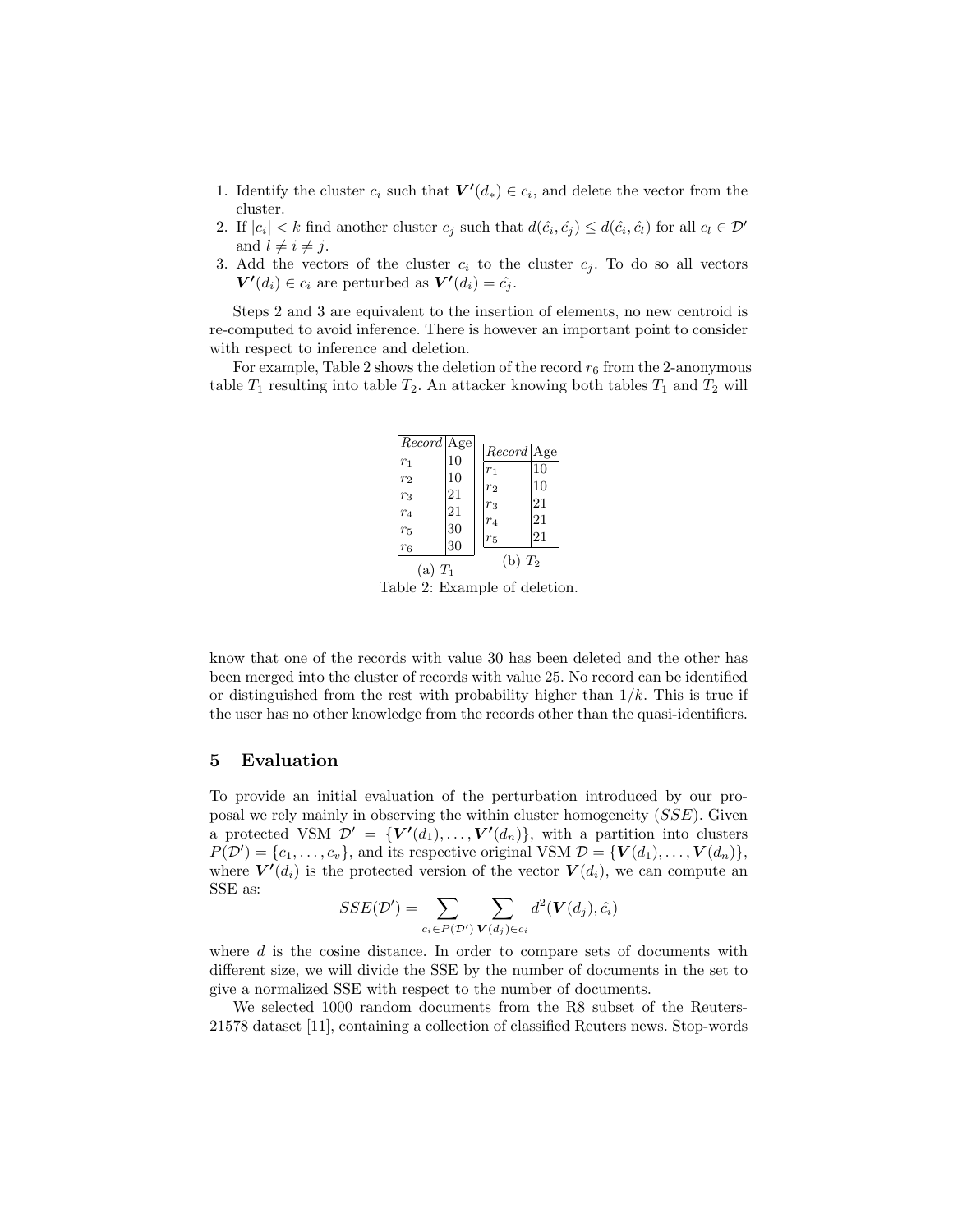1. Identify the cluster $c_i$ such that $\boldsymbol{V'}(d_*) \in c_i$, and delete the vector from the cluster.
2. If $|c_i| < k$ find another cluster $c_j$ such that $d(\hat{c_i}, \hat{c_j}) \leq d(\hat{c_i}, \hat{c_l})$ for all $c_l \in \mathcal{D}'$ and $l \neq i \neq j$.
3. Add the vectors of the cluster $c_i$ to the cluster $c_j$. To do so all vectors $\boldsymbol{V'}(d_i) \in c_i$ are perturbed as $\boldsymbol{V'}(d_i) = \hat{c_j}$.

Steps 2 and 3 are equivalent to the insertion of elements, no new centroid is re-computed to avoid inference. There is however an important point to consider with respect to inference and deletion.

For example, Table 2 shows the deletion of the record $r_6$ from the 2-anonymous table $T_1$ resulting into table $T_2$. An attacker knowing both tables $T_1$ and $T_2$ will

| *Record* | Age |
|---|---|
| $r_1$ | 10 |
| $r_2$ | 10 |
| $r_3$ | 21 |
| $r_4$ | 21 |
| $r_5$ | 30 |
| $r_6$ | 30 |

(a) $T_1$

| *Record* | Age |
|---|---|
| $r_1$ | 10 |
| $r_2$ | 10 |
| $r_3$ | 21 |
| $r_4$ | 21 |
| $r_5$ | 21 |

(b) $T_2$

Table 2: Example of deletion.

know that one of the records with value 30 has been deleted and the other has been merged into the cluster of records with value 25. No record can be identified or distinguished from the rest with probability higher than $1/k$. This is true if the user has no other knowledge from the records other than the quasi-identifiers.

## 5 Evaluation

To provide an initial evaluation of the perturbation introduced by our proposal we rely mainly in observing the within cluster homogeneity ($SSE$). Given a protected VSM $\mathcal{D}' = \{\boldsymbol{V'}(d_1), \ldots, \boldsymbol{V'}(d_n)\}$, with a partition into clusters $P(\mathcal{D}') = \{c_1, \ldots, c_v\}$, and its respective original VSM $\mathcal{D} = \{\boldsymbol{V}(d_1), \ldots, \boldsymbol{V}(d_n)\}$, where $\boldsymbol{V'}(d_i)$ is the protected version of the vector $\boldsymbol{V}(d_i)$, we can compute an SSE as:

$$SSE(\mathcal{D}') = \sum_{c_i \in P(\mathcal{D}')} \sum_{\boldsymbol{V}(d_j) \in c_i} d^2(\boldsymbol{V}(d_j), \hat{c}_i)$$

where $d$ is the cosine distance. In order to compare sets of documents with different size, we will divide the SSE by the number of documents in the set to give a normalized SSE with respect to the number of documents.

We selected 1000 random documents from the R8 subset of the Reuters-21578 dataset [11], containing a collection of classified Reuters news. Stop-words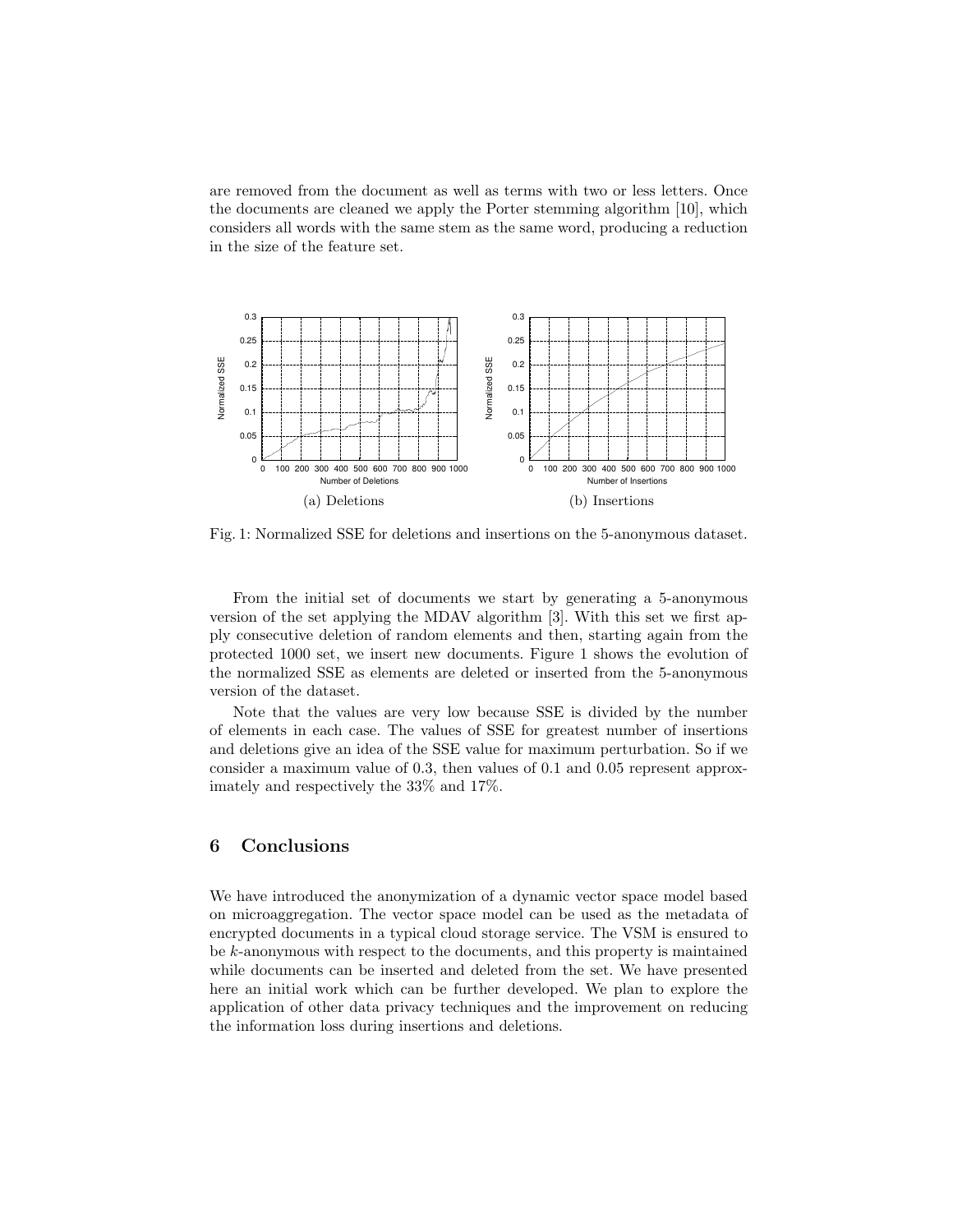are removed from the document as well as terms with two or less letters. Once the documents are cleaned we apply the Porter stemming algorithm [10], which considers all words with the same stem as the same word, producing a reduction in the size of the feature set.

(a) Deletions

(b) Insertions

Fig. 1: Normalized SSE for deletions and insertions on the 5-anonymous dataset.

From the initial set of documents we start by generating a 5-anonymous version of the set applying the MDAV algorithm [3]. With this set we first apply consecutive deletion of random elements and then, starting again from the protected 1000 set, we insert new documents. Figure 1 shows the evolution of the normalized SSE as elements are deleted or inserted from the 5-anonymous version of the dataset.

Note that the values are very low because SSE is divided by the number of elements in each case. The values of SSE for greatest number of insertions and deletions give an idea of the SSE value for maximum perturbation. So if we consider a maximum value of 0.3, then values of 0.1 and 0.05 represent approximately and respectively the 33% and 17%.

## 6 Conclusions

We have introduced the anonymization of a dynamic vector space model based on microaggregation. The vector space model can be used as the metadata of encrypted documents in a typical cloud storage service. The VSM is ensured to be $k$-anonymous with respect to the documents, and this property is maintained while documents can be inserted and deleted from the set. We have presented here an initial work which can be further developed. We plan to explore the application of other data privacy techniques and the improvement on reducing the information loss during insertions and deletions.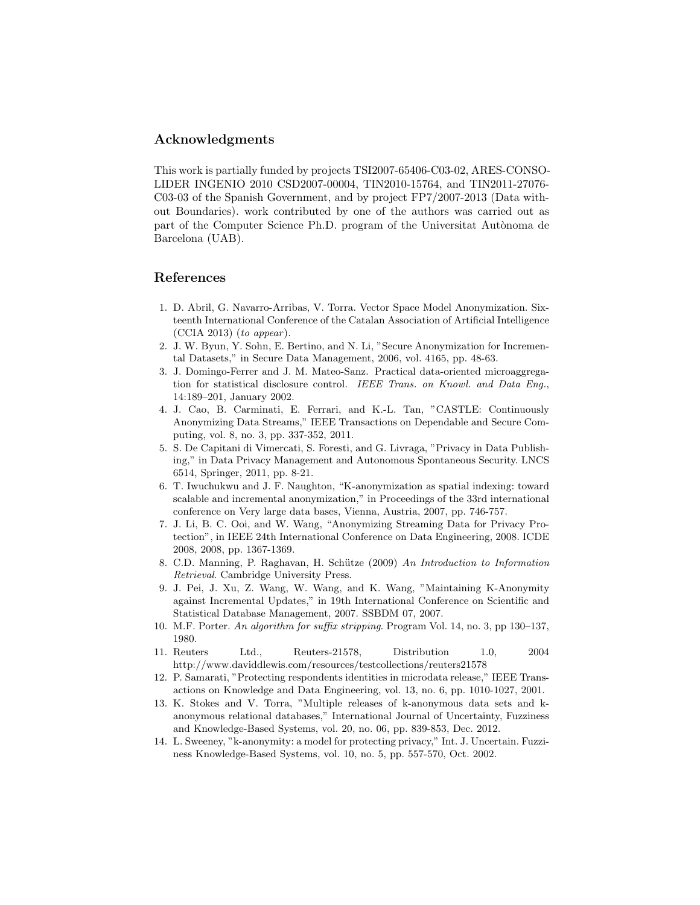## Acknowledgments

This work is partially funded by projects TSI2007-65406-C03-02, ARES-CONSOLIDER INGENIO 2010 CSD2007-00004, TIN2010-15764, and TIN2011-27076-C03-03 of the Spanish Government, and by project FP7/2007-2013 (Data without Boundaries). work contributed by one of the authors was carried out as part of the Computer Science Ph.D. program of the Universitat Autònoma de Barcelona (UAB).

## References

1. D. Abril, G. Navarro-Arribas, V. Torra. Vector Space Model Anonymization. Sixteenth International Conference of the Catalan Association of Artificial Intelligence (CCIA 2013) (*to appear*).
2. J. W. Byun, Y. Sohn, E. Bertino, and N. Li, "Secure Anonymization for Incremental Datasets," in Secure Data Management, 2006, vol. 4165, pp. 48-63.
3. J. Domingo-Ferrer and J. M. Mateo-Sanz. Practical data-oriented microaggregation for statistical disclosure control. *IEEE Trans. on Knowl. and Data Eng.*, 14:189–201, January 2002.
4. J. Cao, B. Carminati, E. Ferrari, and K.-L. Tan, "CASTLE: Continuously Anonymizing Data Streams," IEEE Transactions on Dependable and Secure Computing, vol. 8, no. 3, pp. 337-352, 2011.
5. S. De Capitani di Vimercati, S. Foresti, and G. Livraga, "Privacy in Data Publishing," in Data Privacy Management and Autonomous Spontaneous Security. LNCS 6514, Springer, 2011, pp. 8-21.
6. T. Iwuchukwu and J. F. Naughton, "K-anonymization as spatial indexing: toward scalable and incremental anonymization," in Proceedings of the 33rd international conference on Very large data bases, Vienna, Austria, 2007, pp. 746-757.
7. J. Li, B. C. Ooi, and W. Wang, "Anonymizing Streaming Data for Privacy Protection", in IEEE 24th International Conference on Data Engineering, 2008. ICDE 2008, 2008, pp. 1367-1369.
8. C.D. Manning, P. Raghavan, H. Schütze (2009) *An Introduction to Information Retrieval*. Cambridge University Press.
9. J. Pei, J. Xu, Z. Wang, W. Wang, and K. Wang, "Maintaining K-Anonymity against Incremental Updates," in 19th International Conference on Scientific and Statistical Database Management, 2007. SSBDM 07, 2007.
10. M.F. Porter. *An algorithm for suffix stripping*. Program Vol. 14, no. 3, pp 130–137, 1980.
11. Reuters Ltd., Reuters-21578, Distribution 1.0, 2004 http://www.daviddlewis.com/resources/testcollections/reuters21578
12. P. Samarati, "Protecting respondents identities in microdata release," IEEE Transactions on Knowledge and Data Engineering, vol. 13, no. 6, pp. 1010-1027, 2001.
13. K. Stokes and V. Torra, "Multiple releases of k-anonymous data sets and k-anonymous relational databases," International Journal of Uncertainty, Fuzziness and Knowledge-Based Systems, vol. 20, no. 06, pp. 839-853, Dec. 2012.
14. L. Sweeney, "k-anonymity: a model for protecting privacy," Int. J. Uncertain. Fuzziness Knowledge-Based Systems, vol. 10, no. 5, pp. 557-570, Oct. 2002.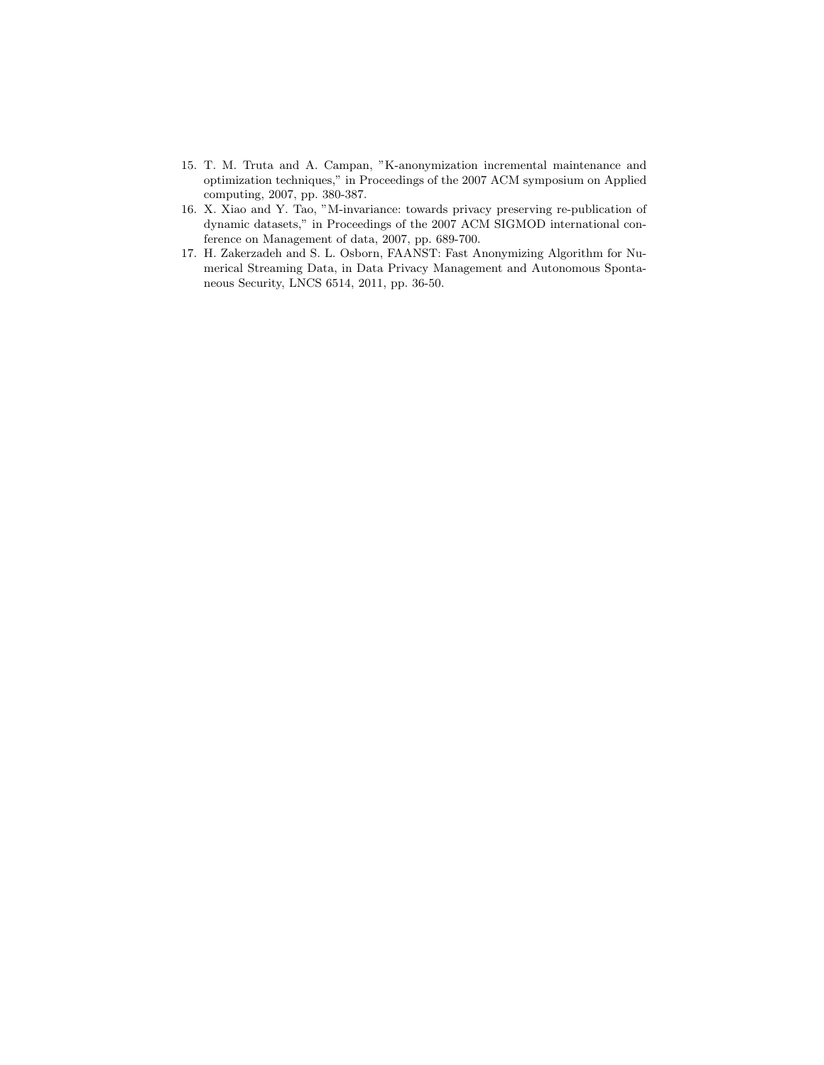15. T. M. Truta and A. Campan, "K-anonymization incremental maintenance and optimization techniques," in Proceedings of the 2007 ACM symposium on Applied computing, 2007, pp. 380-387.
16. X. Xiao and Y. Tao, "M-invariance: towards privacy preserving re-publication of dynamic datasets," in Proceedings of the 2007 ACM SIGMOD international conference on Management of data, 2007, pp. 689-700.
17. H. Zakerzadeh and S. L. Osborn, FAANST: Fast Anonymizing Algorithm for Numerical Streaming Data, in Data Privacy Management and Autonomous Spontaneous Security, LNCS 6514, 2011, pp. 36-50.